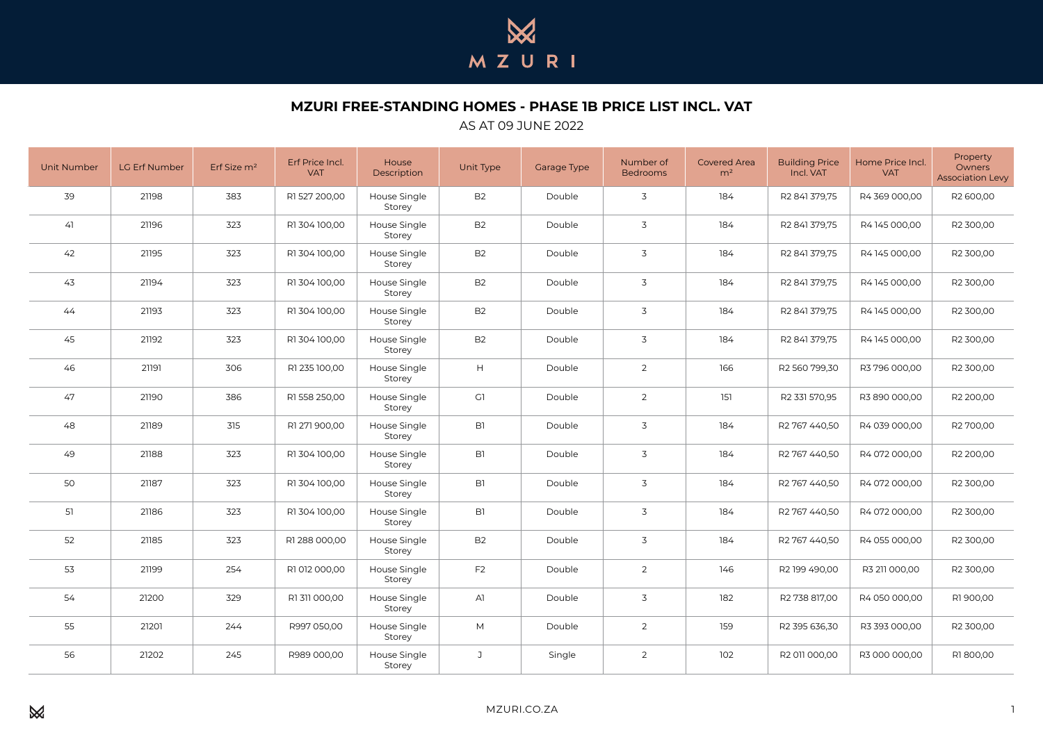# MZURI FREE-STANDING HOMES - PHASE 1B PRICE LIST INCL. VAT

AS AT 09 JUNE 2022

| Unit Number | LG Erf Number | Erf Size m² | Erf Price Incl. VAT | House Description | Unit Type | Garage Type | Number of Bedrooms | Covered Area m² | Building Price Incl. VAT | Home Price Incl. VAT | Property Owners Association Levy |
|---|---|---|---|---|---|---|---|---|---|---|---|
| 39 | 21198 | 383 | R1 527 200,00 | House Single Storey | B2 | Double | 3 | 184 | R2 841 379,75 | R4 369 000,00 | R2 600,00 |
| 41 | 21196 | 323 | R1 304 100,00 | House Single Storey | B2 | Double | 3 | 184 | R2 841 379,75 | R4 145 000,00 | R2 300,00 |
| 42 | 21195 | 323 | R1 304 100,00 | House Single Storey | B2 | Double | 3 | 184 | R2 841 379,75 | R4 145 000,00 | R2 300,00 |
| 43 | 21194 | 323 | R1 304 100,00 | House Single Storey | B2 | Double | 3 | 184 | R2 841 379,75 | R4 145 000,00 | R2 300,00 |
| 44 | 21193 | 323 | R1 304 100,00 | House Single Storey | B2 | Double | 3 | 184 | R2 841 379,75 | R4 145 000,00 | R2 300,00 |
| 45 | 21192 | 323 | R1 304 100,00 | House Single Storey | B2 | Double | 3 | 184 | R2 841 379,75 | R4 145 000,00 | R2 300,00 |
| 46 | 21191 | 306 | R1 235 100,00 | House Single Storey | H | Double | 2 | 166 | R2 560 799,30 | R3 796 000,00 | R2 300,00 |
| 47 | 21190 | 386 | R1 558 250,00 | House Single Storey | G1 | Double | 2 | 151 | R2 331 570,95 | R3 890 000,00 | R2 200,00 |
| 48 | 21189 | 315 | R1 271 900,00 | House Single Storey | B1 | Double | 3 | 184 | R2 767 440,50 | R4 039 000,00 | R2 700,00 |
| 49 | 21188 | 323 | R1 304 100,00 | House Single Storey | B1 | Double | 3 | 184 | R2 767 440,50 | R4 072 000,00 | R2 200,00 |
| 50 | 21187 | 323 | R1 304 100,00 | House Single Storey | B1 | Double | 3 | 184 | R2 767 440,50 | R4 072 000,00 | R2 300,00 |
| 51 | 21186 | 323 | R1 304 100,00 | House Single Storey | B1 | Double | 3 | 184 | R2 767 440,50 | R4 072 000,00 | R2 300,00 |
| 52 | 21185 | 323 | R1 288 000,00 | House Single Storey | B2 | Double | 3 | 184 | R2 767 440,50 | R4 055 000,00 | R2 300,00 |
| 53 | 21199 | 254 | R1 012 000,00 | House Single Storey | F2 | Double | 2 | 146 | R2 199 490,00 | R3 211 000,00 | R2 300,00 |
| 54 | 21200 | 329 | R1 311 000,00 | House Single Storey | A1 | Double | 3 | 182 | R2 738 817,00 | R4 050 000,00 | R1 900,00 |
| 55 | 21201 | 244 | R997 050,00 | House Single Storey | M | Double | 2 | 159 | R2 395 636,30 | R3 393 000,00 | R2 300,00 |
| 56 | 21202 | 245 | R989 000,00 | House Single Storey | J | Single | 2 | 102 | R2 011 000,00 | R3 000 000,00 | R1 800,00 |

MZURI.CO.ZA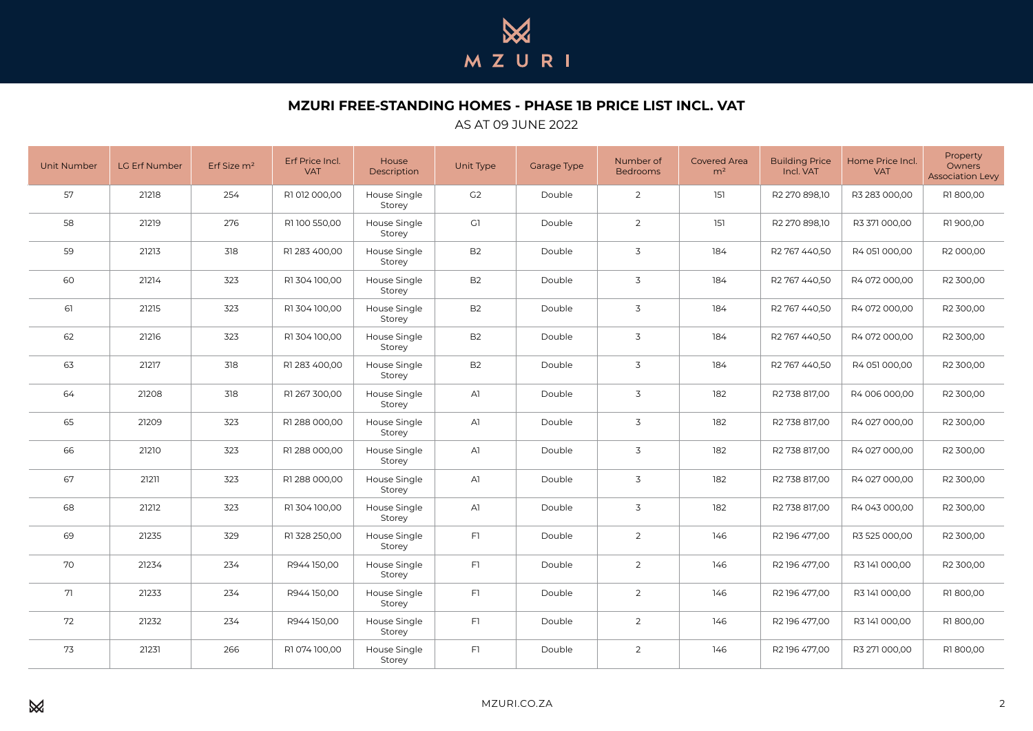MZURI

## MZURI FREE-STANDING HOMES - PHASE 1B PRICE LIST INCL. VAT

AS AT 09 JUNE 2022

| Unit Number | LG Erf Number | Erf Size m² | Erf Price Incl. VAT | House Description | Unit Type | Garage Type | Number of Bedrooms | Covered Area m² | Building Price Incl. VAT | Home Price Incl. VAT | Property Owners Association Levy |
|---|---|---|---|---|---|---|---|---|---|---|---|
| 57 | 21218 | 254 | R1 012 000,00 | House Single Storey | G2 | Double | 2 | 151 | R2 270 898,10 | R3 283 000,00 | R1 800,00 |
| 58 | 21219 | 276 | R1 100 550,00 | House Single Storey | G1 | Double | 2 | 151 | R2 270 898,10 | R3 371 000,00 | R1 900,00 |
| 59 | 21213 | 318 | R1 283 400,00 | House Single Storey | B2 | Double | 3 | 184 | R2 767 440,50 | R4 051 000,00 | R2 000,00 |
| 60 | 21214 | 323 | R1 304 100,00 | House Single Storey | B2 | Double | 3 | 184 | R2 767 440,50 | R4 072 000,00 | R2 300,00 |
| 61 | 21215 | 323 | R1 304 100,00 | House Single Storey | B2 | Double | 3 | 184 | R2 767 440,50 | R4 072 000,00 | R2 300,00 |
| 62 | 21216 | 323 | R1 304 100,00 | House Single Storey | B2 | Double | 3 | 184 | R2 767 440,50 | R4 072 000,00 | R2 300,00 |
| 63 | 21217 | 318 | R1 283 400,00 | House Single Storey | B2 | Double | 3 | 184 | R2 767 440,50 | R4 051 000,00 | R2 300,00 |
| 64 | 21208 | 318 | R1 267 300,00 | House Single Storey | A1 | Double | 3 | 182 | R2 738 817,00 | R4 006 000,00 | R2 300,00 |
| 65 | 21209 | 323 | R1 288 000,00 | House Single Storey | A1 | Double | 3 | 182 | R2 738 817,00 | R4 027 000,00 | R2 300,00 |
| 66 | 21210 | 323 | R1 288 000,00 | House Single Storey | A1 | Double | 3 | 182 | R2 738 817,00 | R4 027 000,00 | R2 300,00 |
| 67 | 21211 | 323 | R1 288 000,00 | House Single Storey | A1 | Double | 3 | 182 | R2 738 817,00 | R4 027 000,00 | R2 300,00 |
| 68 | 21212 | 323 | R1 304 100,00 | House Single Storey | A1 | Double | 3 | 182 | R2 738 817,00 | R4 043 000,00 | R2 300,00 |
| 69 | 21235 | 329 | R1 328 250,00 | House Single Storey | F1 | Double | 2 | 146 | R2 196 477,00 | R3 525 000,00 | R2 300,00 |
| 70 | 21234 | 234 | R944 150,00 | House Single Storey | F1 | Double | 2 | 146 | R2 196 477,00 | R3 141 000,00 | R2 300,00 |
| 71 | 21233 | 234 | R944 150,00 | House Single Storey | F1 | Double | 2 | 146 | R2 196 477,00 | R3 141 000,00 | R1 800,00 |
| 72 | 21232 | 234 | R944 150,00 | House Single Storey | F1 | Double | 2 | 146 | R2 196 477,00 | R3 141 000,00 | R1 800,00 |
| 73 | 21231 | 266 | R1 074 100,00 | House Single Storey | F1 | Double | 2 | 146 | R2 196 477,00 | R3 271 000,00 | R1 800,00 |

MZURI.CO.ZA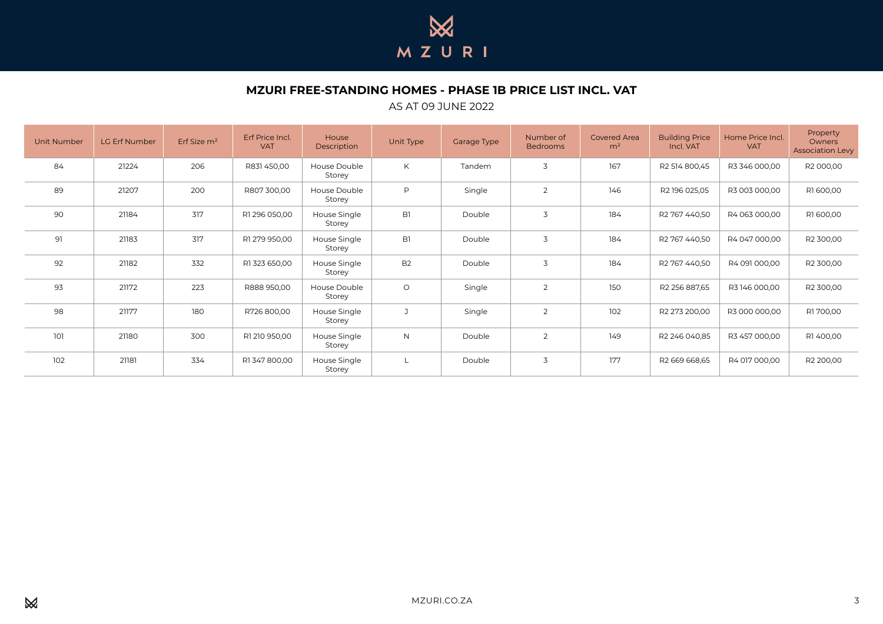MZURI

## MZURI FREE-STANDING HOMES - PHASE 1B PRICE LIST INCL. VAT

AS AT 09 JUNE 2022

| Unit Number | LG Erf Number | Erf Size m² | Erf Price Incl. VAT | House Description | Unit Type | Garage Type | Number of Bedrooms | Covered Area m² | Building Price Incl. VAT | Home Price Incl. VAT | Property Owners Association Levy |
|---|---|---|---|---|---|---|---|---|---|---|---|
| 84 | 21224 | 206 | R831 450,00 | House Double Storey | K | Tandem | 3 | 167 | R2 514 800,45 | R3 346 000,00 | R2 000,00 |
| 89 | 21207 | 200 | R807 300,00 | House Double Storey | P | Single | 2 | 146 | R2 196 025,05 | R3 003 000,00 | R1 600,00 |
| 90 | 21184 | 317 | R1 296 050,00 | House Single Storey | B1 | Double | 3 | 184 | R2 767 440,50 | R4 063 000,00 | R1 600,00 |
| 91 | 21183 | 317 | R1 279 950,00 | House Single Storey | B1 | Double | 3 | 184 | R2 767 440,50 | R4 047 000,00 | R2 300,00 |
| 92 | 21182 | 332 | R1 323 650,00 | House Single Storey | B2 | Double | 3 | 184 | R2 767 440,50 | R4 091 000,00 | R2 300,00 |
| 93 | 21172 | 223 | R888 950,00 | House Double Storey | O | Single | 2 | 150 | R2 256 887,65 | R3 146 000,00 | R2 300,00 |
| 98 | 21177 | 180 | R726 800,00 | House Single Storey | J | Single | 2 | 102 | R2 273 200,00 | R3 000 000,00 | R1 700,00 |
| 101 | 21180 | 300 | R1 210 950,00 | House Single Storey | N | Double | 2 | 149 | R2 246 040,85 | R3 457 000,00 | R1 400,00 |
| 102 | 21181 | 334 | R1 347 800,00 | House Single Storey | L | Double | 3 | 177 | R2 669 668,65 | R4 017 000,00 | R2 200,00 |

MZURI.CO.ZA